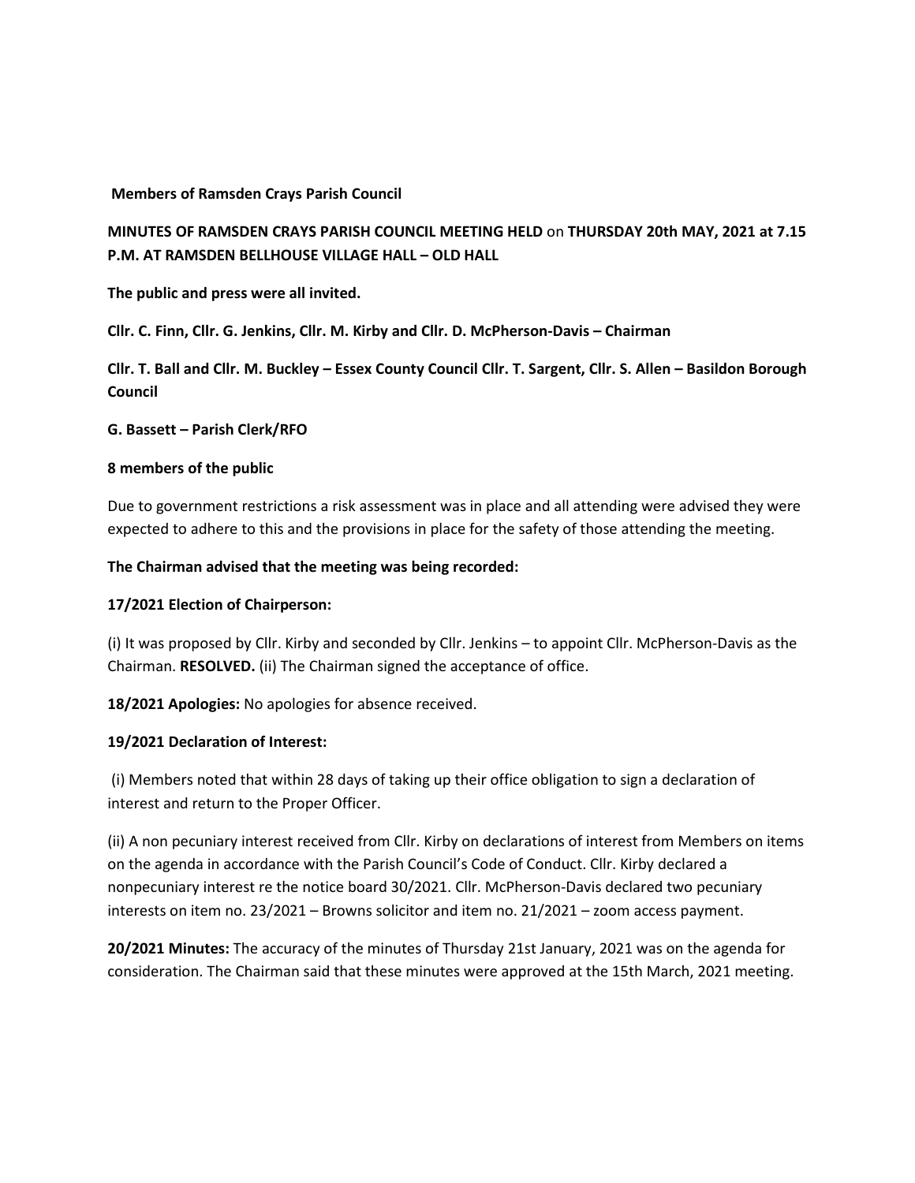**Members of Ramsden Crays Parish Council**

**MINUTES OF RAMSDEN CRAYS PARISH COUNCIL MEETING HELD** on **THURSDAY 20th MAY, 2021 at 7.15 P.M. AT RAMSDEN BELLHOUSE VILLAGE HALL – OLD HALL**

**The public and press were all invited.**

**Cllr. C. Finn, Cllr. G. Jenkins, Cllr. M. Kirby and Cllr. D. McPherson-Davis – Chairman**

**Cllr. T. Ball and Cllr. M. Buckley – Essex County Council Cllr. T. Sargent, Cllr. S. Allen – Basildon Borough Council**

**G. Bassett – Parish Clerk/RFO**

**8 members of the public**

Due to government restrictions a risk assessment was in place and all attending were advised they were expected to adhere to this and the provisions in place for the safety of those attending the meeting.

**The Chairman advised that the meeting was being recorded:**

**17/2021 Election of Chairperson:**

(i) It was proposed by Cllr. Kirby and seconded by Cllr. Jenkins – to appoint Cllr. McPherson-Davis as the Chairman. **RESOLVED.** (ii) The Chairman signed the acceptance of office.

**18/2021 Apologies:** No apologies for absence received.

**19/2021 Declaration of Interest:**

(i) Members noted that within 28 days of taking up their office obligation to sign a declaration of interest and return to the Proper Officer.

(ii) A non pecuniary interest received from Cllr. Kirby on declarations of interest from Members on items on the agenda in accordance with the Parish Council's Code of Conduct. Cllr. Kirby declared a nonpecuniary interest re the notice board 30/2021. Cllr. McPherson-Davis declared two pecuniary interests on item no. 23/2021 – Browns solicitor and item no. 21/2021 – zoom access payment.

**20/2021 Minutes:** The accuracy of the minutes of Thursday 21st January, 2021 was on the agenda for consideration. The Chairman said that these minutes were approved at the 15th March, 2021 meeting.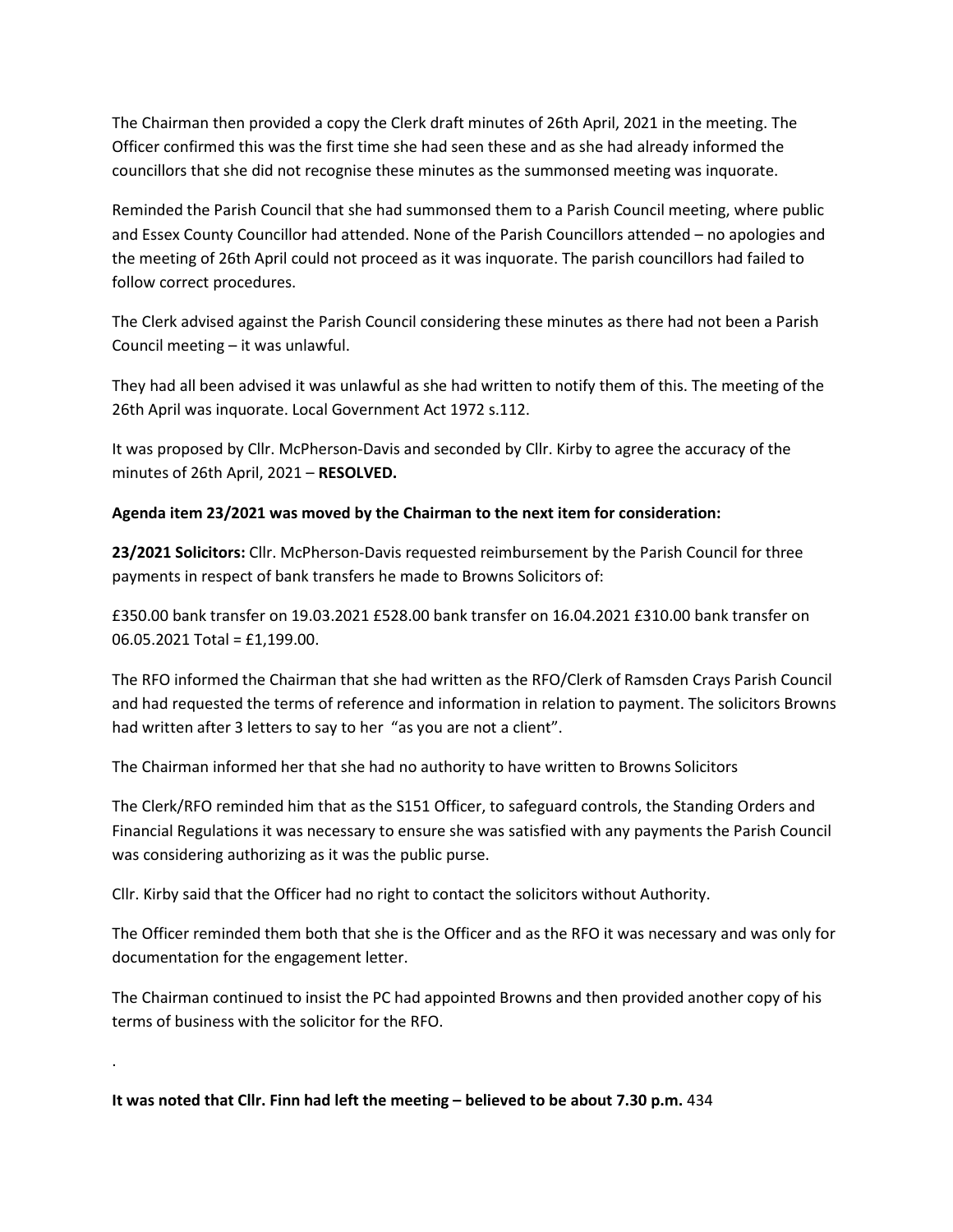The Chairman then provided a copy the Clerk draft minutes of 26th April, 2021 in the meeting. The Officer confirmed this was the first time she had seen these and as she had already informed the councillors that she did not recognise these minutes as the summonsed meeting was inquorate.

Reminded the Parish Council that she had summonsed them to a Parish Council meeting, where public and Essex County Councillor had attended. None of the Parish Councillors attended – no apologies and the meeting of 26th April could not proceed as it was inquorate. The parish councillors had failed to follow correct procedures.

The Clerk advised against the Parish Council considering these minutes as there had not been a Parish Council meeting – it was unlawful.

They had all been advised it was unlawful as she had written to notify them of this. The meeting of the 26th April was inquorate. Local Government Act 1972 s.112.

It was proposed by Cllr. McPherson-Davis and seconded by Cllr. Kirby to agree the accuracy of the minutes of 26th April, 2021 – **RESOLVED.**

**Agenda item 23/2021 was moved by the Chairman to the next item for consideration:**

**23/2021 Solicitors:** Cllr. McPherson-Davis requested reimbursement by the Parish Council for three payments in respect of bank transfers he made to Browns Solicitors of:

£350.00 bank transfer on 19.03.2021 £528.00 bank transfer on 16.04.2021 £310.00 bank transfer on 06.05.2021 Total = £1,199.00.

The RFO informed the Chairman that she had written as the RFO/Clerk of Ramsden Crays Parish Council and had requested the terms of reference and information in relation to payment. The solicitors Browns had written after 3 letters to say to her "as you are not a client".

The Chairman informed her that she had no authority to have written to Browns Solicitors

The Clerk/RFO reminded him that as the S151 Officer, to safeguard controls, the Standing Orders and Financial Regulations it was necessary to ensure she was satisfied with any payments the Parish Council was considering authorizing as it was the public purse.

Cllr. Kirby said that the Officer had no right to contact the solicitors without Authority.

The Officer reminded them both that she is the Officer and as the RFO it was necessary and was only for documentation for the engagement letter.

The Chairman continued to insist the PC had appointed Browns and then provided another copy of his terms of business with the solicitor for the RFO.

.

**It was noted that Cllr. Finn had left the meeting – believed to be about 7.30 p.m.** 434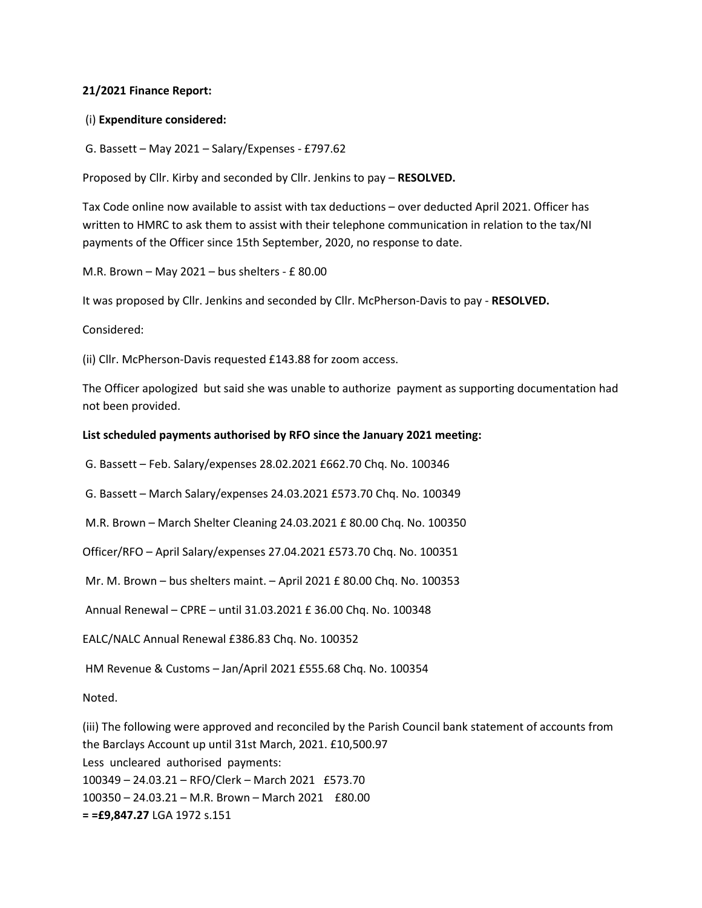**21/2021 Finance Report:**

(i) **Expenditure considered:**

G. Bassett – May 2021 – Salary/Expenses - £797.62

Proposed by Cllr. Kirby and seconded by Cllr. Jenkins to pay – **RESOLVED.**

Tax Code online now available to assist with tax deductions – over deducted April 2021. Officer has written to HMRC to ask them to assist with their telephone communication in relation to the tax/NI payments of the Officer since 15th September, 2020, no response to date.

M.R. Brown – May 2021 – bus shelters - £ 80.00

It was proposed by Cllr. Jenkins and seconded by Cllr. McPherson-Davis to pay - **RESOLVED.**

Considered:

(ii) Cllr. McPherson-Davis requested £143.88 for zoom access.

The Officer apologized but said she was unable to authorize payment as supporting documentation had not been provided.

**List scheduled payments authorised by RFO since the January 2021 meeting:**

G. Bassett – Feb. Salary/expenses 28.02.2021 £662.70 Chq. No. 100346

G. Bassett – March Salary/expenses 24.03.2021 £573.70 Chq. No. 100349

M.R. Brown – March Shelter Cleaning 24.03.2021 £ 80.00 Chq. No. 100350

Officer/RFO – April Salary/expenses 27.04.2021 £573.70 Chq. No. 100351

Mr. M. Brown – bus shelters maint. – April 2021 £ 80.00 Chq. No. 100353

Annual Renewal – CPRE – until 31.03.2021 £ 36.00 Chq. No. 100348

EALC/NALC Annual Renewal £386.83 Chq. No. 100352

HM Revenue & Customs – Jan/April 2021 £555.68 Chq. No. 100354

Noted.

(iii) The following were approved and reconciled by the Parish Council bank statement of accounts from the Barclays Account up until 31st March, 2021. £10,500.97
Less uncleared authorised payments:
100349 – 24.03.21 – RFO/Clerk – March 2021 £573.70
100350 – 24.03.21 – M.R. Brown – March 2021 £80.00
**= =£9,847.27** LGA 1972 s.151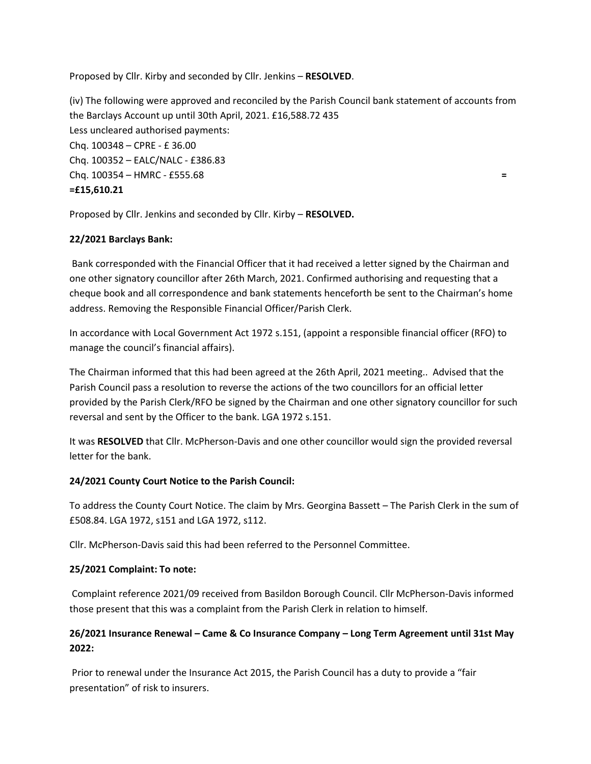Proposed by Cllr. Kirby and seconded by Cllr. Jenkins – **RESOLVED**.

(iv) The following were approved and reconciled by the Parish Council bank statement of accounts from the Barclays Account up until 30th April, 2021. £16,588.72 435
Less uncleared authorised payments:
Chq. 100348 – CPRE - £ 36.00
Chq. 100352 – EALC/NALC - £386.83
Chq. 100354 – HMRC - £555.68 =
**=£15,610.21**

Proposed by Cllr. Jenkins and seconded by Cllr. Kirby – **RESOLVED.**

**22/2021 Barclays Bank:**

Bank corresponded with the Financial Officer that it had received a letter signed by the Chairman and one other signatory councillor after 26th March, 2021. Confirmed authorising and requesting that a cheque book and all correspondence and bank statements henceforth be sent to the Chairman's home address. Removing the Responsible Financial Officer/Parish Clerk.

In accordance with Local Government Act 1972 s.151, (appoint a responsible financial officer (RFO) to manage the council's financial affairs).

The Chairman informed that this had been agreed at the 26th April, 2021 meeting.. Advised that the Parish Council pass a resolution to reverse the actions of the two councillors for an official letter provided by the Parish Clerk/RFO be signed by the Chairman and one other signatory councillor for such reversal and sent by the Officer to the bank. LGA 1972 s.151.

It was **RESOLVED** that Cllr. McPherson-Davis and one other councillor would sign the provided reversal letter for the bank.

**24/2021 County Court Notice to the Parish Council:**

To address the County Court Notice. The claim by Mrs. Georgina Bassett – The Parish Clerk in the sum of £508.84. LGA 1972, s151 and LGA 1972, s112.

Cllr. McPherson-Davis said this had been referred to the Personnel Committee.

**25/2021 Complaint: To note:**

Complaint reference 2021/09 received from Basildon Borough Council. Cllr McPherson-Davis informed those present that this was a complaint from the Parish Clerk in relation to himself.

**26/2021 Insurance Renewal – Came & Co Insurance Company – Long Term Agreement until 31st May 2022:**

Prior to renewal under the Insurance Act 2015, the Parish Council has a duty to provide a "fair presentation" of risk to insurers.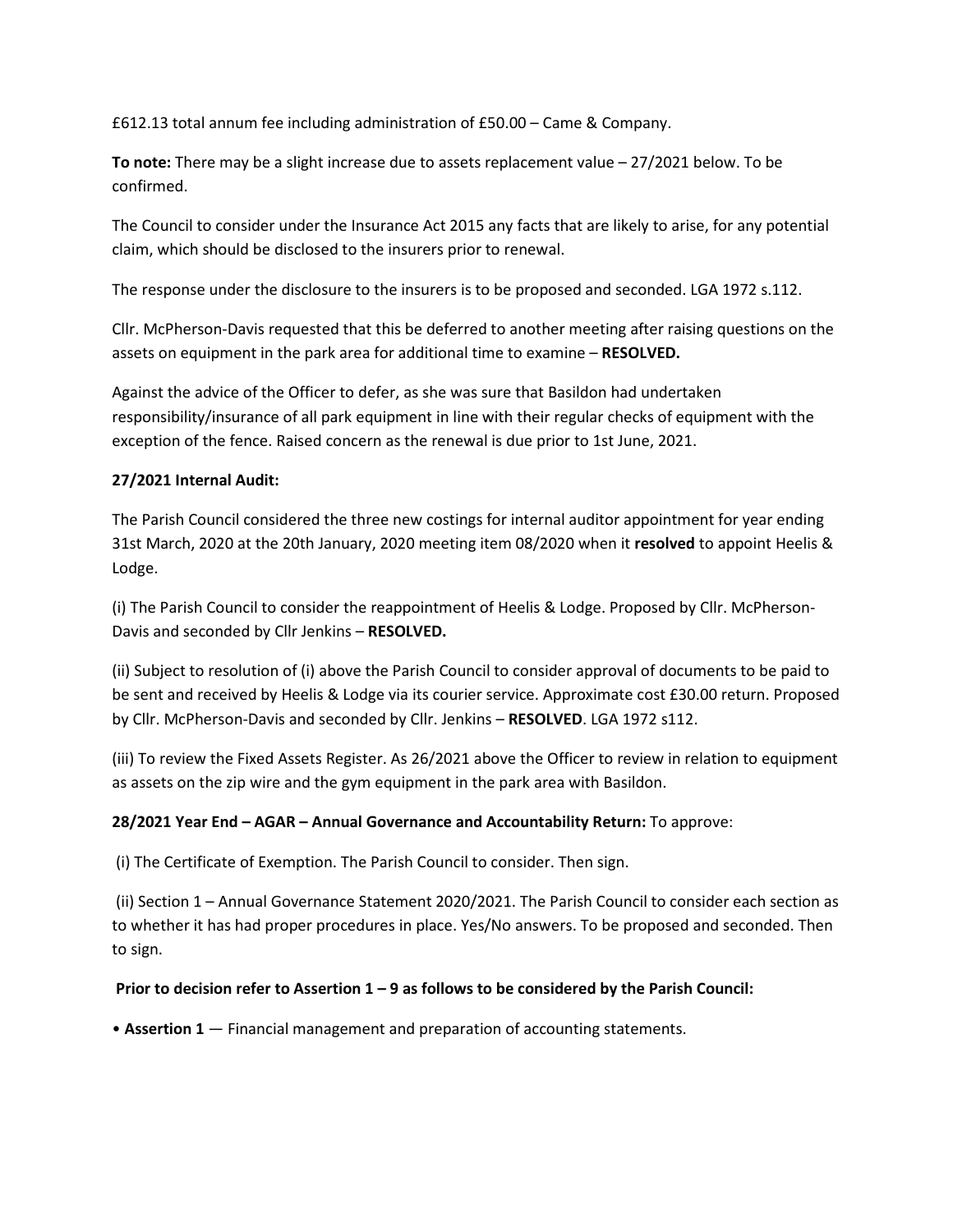£612.13 total annum fee including administration of £50.00 – Came & Company.

**To note:** There may be a slight increase due to assets replacement value – 27/2021 below. To be confirmed.

The Council to consider under the Insurance Act 2015 any facts that are likely to arise, for any potential claim, which should be disclosed to the insurers prior to renewal.

The response under the disclosure to the insurers is to be proposed and seconded. LGA 1972 s.112.

Cllr. McPherson-Davis requested that this be deferred to another meeting after raising questions on the assets on equipment in the park area for additional time to examine – **RESOLVED.**

Against the advice of the Officer to defer, as she was sure that Basildon had undertaken responsibility/insurance of all park equipment in line with their regular checks of equipment with the exception of the fence. Raised concern as the renewal is due prior to 1st June, 2021.

**27/2021 Internal Audit:**

The Parish Council considered the three new costings for internal auditor appointment for year ending 31st March, 2020 at the 20th January, 2020 meeting item 08/2020 when it **resolved** to appoint Heelis & Lodge.

(i) The Parish Council to consider the reappointment of Heelis & Lodge. Proposed by Cllr. McPherson-Davis and seconded by Cllr Jenkins – **RESOLVED.**

(ii) Subject to resolution of (i) above the Parish Council to consider approval of documents to be paid to be sent and received by Heelis & Lodge via its courier service. Approximate cost £30.00 return. Proposed by Cllr. McPherson-Davis and seconded by Cllr. Jenkins – **RESOLVED**. LGA 1972 s112.

(iii) To review the Fixed Assets Register. As 26/2021 above the Officer to review in relation to equipment as assets on the zip wire and the gym equipment in the park area with Basildon.

**28/2021 Year End – AGAR – Annual Governance and Accountability Return:** To approve:

(i) The Certificate of Exemption. The Parish Council to consider. Then sign.

(ii) Section 1 – Annual Governance Statement 2020/2021. The Parish Council to consider each section as to whether it has had proper procedures in place. Yes/No answers. To be proposed and seconded. Then to sign.

**Prior to decision refer to Assertion 1 – 9 as follows to be considered by the Parish Council:**

- **Assertion 1** — Financial management and preparation of accounting statements.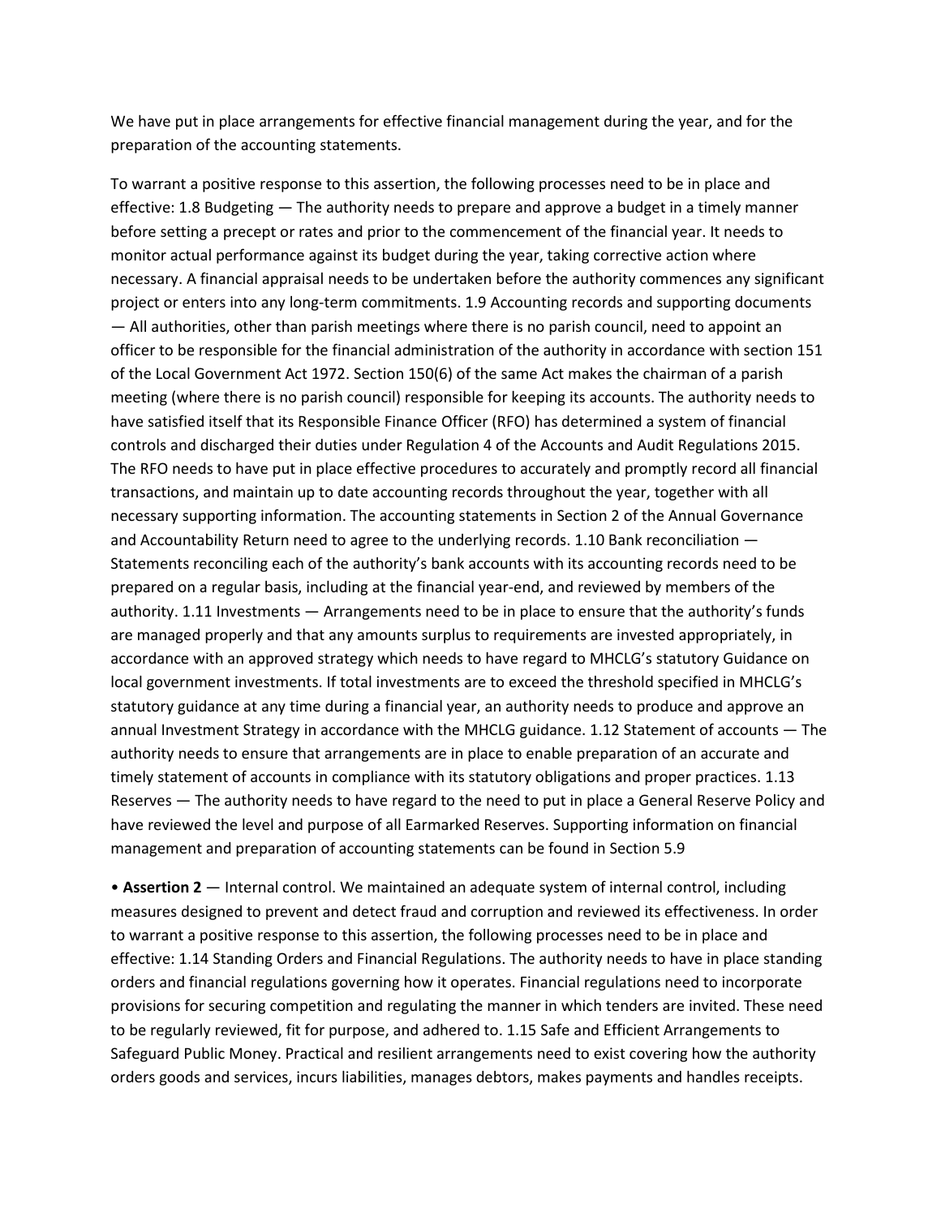We have put in place arrangements for effective financial management during the year, and for the preparation of the accounting statements.

To warrant a positive response to this assertion, the following processes need to be in place and effective: 1.8 Budgeting — The authority needs to prepare and approve a budget in a timely manner before setting a precept or rates and prior to the commencement of the financial year. It needs to monitor actual performance against its budget during the year, taking corrective action where necessary. A financial appraisal needs to be undertaken before the authority commences any significant project or enters into any long-term commitments. 1.9 Accounting records and supporting documents — All authorities, other than parish meetings where there is no parish council, need to appoint an officer to be responsible for the financial administration of the authority in accordance with section 151 of the Local Government Act 1972. Section 150(6) of the same Act makes the chairman of a parish meeting (where there is no parish council) responsible for keeping its accounts. The authority needs to have satisfied itself that its Responsible Finance Officer (RFO) has determined a system of financial controls and discharged their duties under Regulation 4 of the Accounts and Audit Regulations 2015. The RFO needs to have put in place effective procedures to accurately and promptly record all financial transactions, and maintain up to date accounting records throughout the year, together with all necessary supporting information. The accounting statements in Section 2 of the Annual Governance and Accountability Return need to agree to the underlying records. 1.10 Bank reconciliation — Statements reconciling each of the authority's bank accounts with its accounting records need to be prepared on a regular basis, including at the financial year-end, and reviewed by members of the authority. 1.11 Investments — Arrangements need to be in place to ensure that the authority's funds are managed properly and that any amounts surplus to requirements are invested appropriately, in accordance with an approved strategy which needs to have regard to MHCLG's statutory Guidance on local government investments. If total investments are to exceed the threshold specified in MHCLG's statutory guidance at any time during a financial year, an authority needs to produce and approve an annual Investment Strategy in accordance with the MHCLG guidance. 1.12 Statement of accounts — The authority needs to ensure that arrangements are in place to enable preparation of an accurate and timely statement of accounts in compliance with its statutory obligations and proper practices. 1.13 Reserves — The authority needs to have regard to the need to put in place a General Reserve Policy and have reviewed the level and purpose of all Earmarked Reserves. Supporting information on financial management and preparation of accounting statements can be found in Section 5.9

- **Assertion 2** — Internal control. We maintained an adequate system of internal control, including measures designed to prevent and detect fraud and corruption and reviewed its effectiveness. In order to warrant a positive response to this assertion, the following processes need to be in place and effective: 1.14 Standing Orders and Financial Regulations. The authority needs to have in place standing orders and financial regulations governing how it operates. Financial regulations need to incorporate provisions for securing competition and regulating the manner in which tenders are invited. These need to be regularly reviewed, fit for purpose, and adhered to. 1.15 Safe and Efficient Arrangements to Safeguard Public Money. Practical and resilient arrangements need to exist covering how the authority orders goods and services, incurs liabilities, manages debtors, makes payments and handles receipts.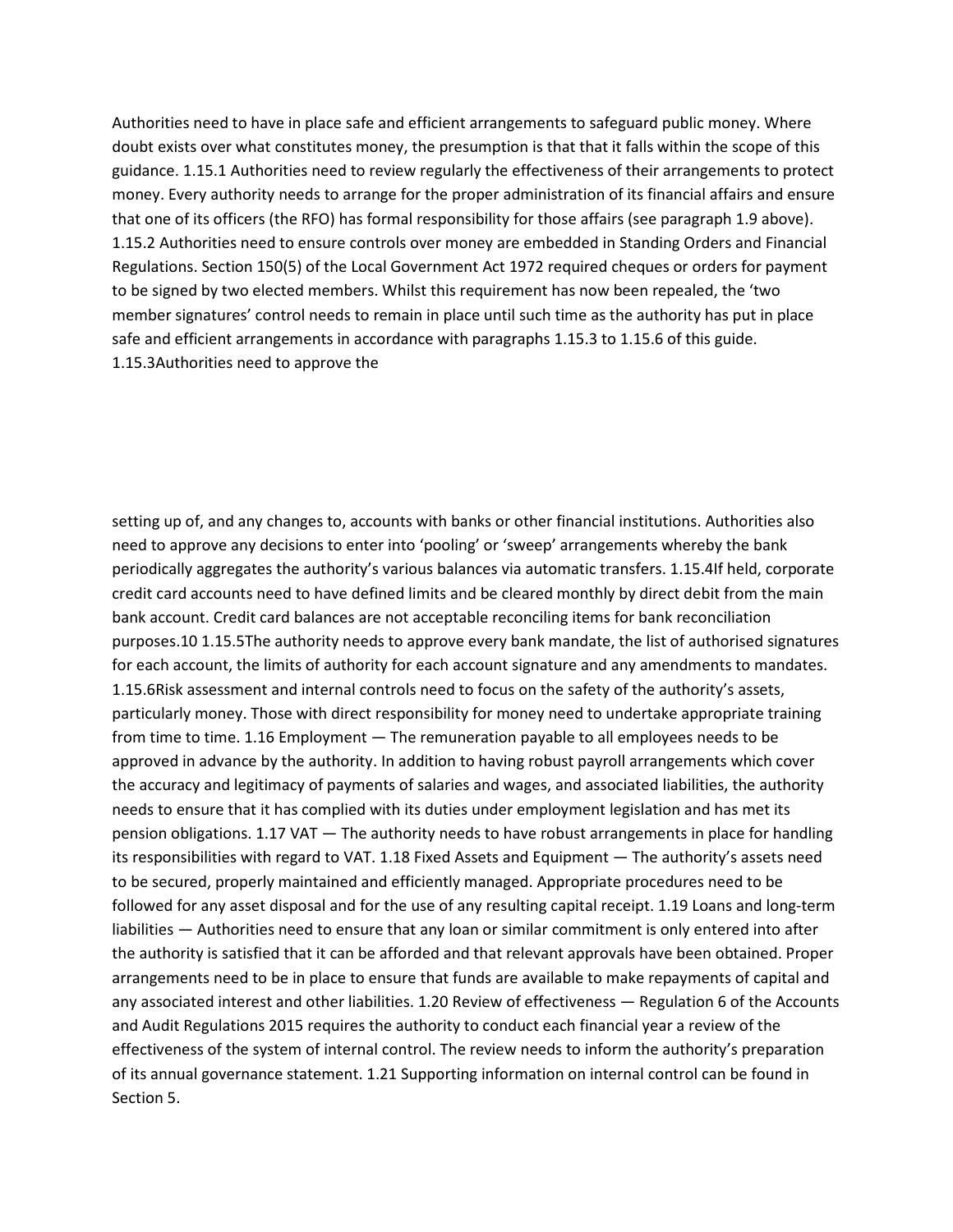Authorities need to have in place safe and efficient arrangements to safeguard public money. Where doubt exists over what constitutes money, the presumption is that that it falls within the scope of this guidance. 1.15.1 Authorities need to review regularly the effectiveness of their arrangements to protect money. Every authority needs to arrange for the proper administration of its financial affairs and ensure that one of its officers (the RFO) has formal responsibility for those affairs (see paragraph 1.9 above). 1.15.2 Authorities need to ensure controls over money are embedded in Standing Orders and Financial Regulations. Section 150(5) of the Local Government Act 1972 required cheques or orders for payment to be signed by two elected members. Whilst this requirement has now been repealed, the 'two member signatures' control needs to remain in place until such time as the authority has put in place safe and efficient arrangements in accordance with paragraphs 1.15.3 to 1.15.6 of this guide. 1.15.3Authorities need to approve the

setting up of, and any changes to, accounts with banks or other financial institutions. Authorities also need to approve any decisions to enter into 'pooling' or 'sweep' arrangements whereby the bank periodically aggregates the authority's various balances via automatic transfers. 1.15.4If held, corporate credit card accounts need to have defined limits and be cleared monthly by direct debit from the main bank account. Credit card balances are not acceptable reconciling items for bank reconciliation purposes.10 1.15.5The authority needs to approve every bank mandate, the list of authorised signatures for each account, the limits of authority for each account signature and any amendments to mandates. 1.15.6Risk assessment and internal controls need to focus on the safety of the authority's assets, particularly money. Those with direct responsibility for money need to undertake appropriate training from time to time. 1.16 Employment — The remuneration payable to all employees needs to be approved in advance by the authority. In addition to having robust payroll arrangements which cover the accuracy and legitimacy of payments of salaries and wages, and associated liabilities, the authority needs to ensure that it has complied with its duties under employment legislation and has met its pension obligations. 1.17 VAT — The authority needs to have robust arrangements in place for handling its responsibilities with regard to VAT. 1.18 Fixed Assets and Equipment — The authority's assets need to be secured, properly maintained and efficiently managed. Appropriate procedures need to be followed for any asset disposal and for the use of any resulting capital receipt. 1.19 Loans and long-term liabilities — Authorities need to ensure that any loan or similar commitment is only entered into after the authority is satisfied that it can be afforded and that relevant approvals have been obtained. Proper arrangements need to be in place to ensure that funds are available to make repayments of capital and any associated interest and other liabilities. 1.20 Review of effectiveness — Regulation 6 of the Accounts and Audit Regulations 2015 requires the authority to conduct each financial year a review of the effectiveness of the system of internal control. The review needs to inform the authority's preparation of its annual governance statement. 1.21 Supporting information on internal control can be found in Section 5.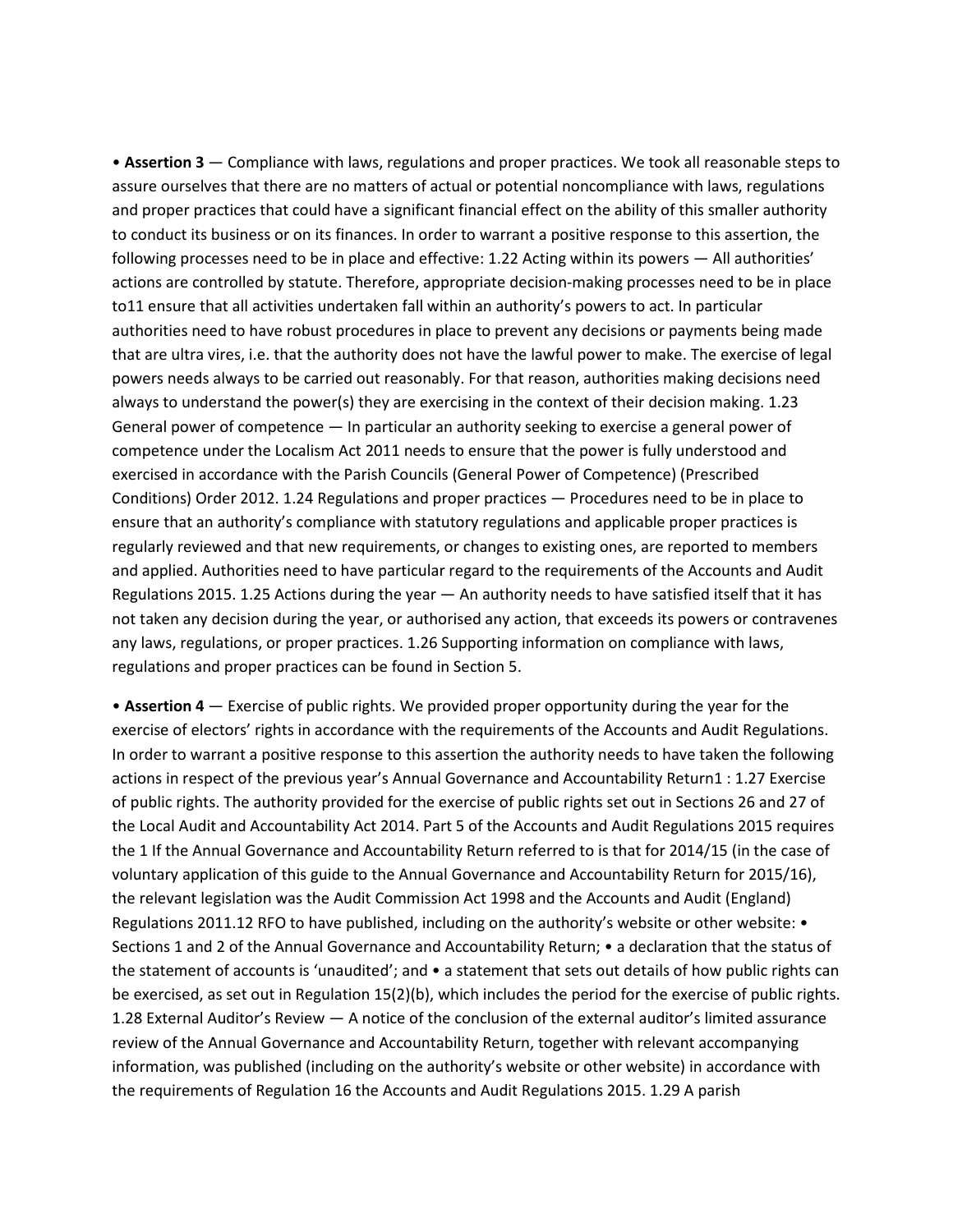• **Assertion 3** — Compliance with laws, regulations and proper practices. We took all reasonable steps to assure ourselves that there are no matters of actual or potential noncompliance with laws, regulations and proper practices that could have a significant financial effect on the ability of this smaller authority to conduct its business or on its finances. In order to warrant a positive response to this assertion, the following processes need to be in place and effective: 1.22 Acting within its powers — All authorities' actions are controlled by statute. Therefore, appropriate decision-making processes need to be in place to11 ensure that all activities undertaken fall within an authority's powers to act. In particular authorities need to have robust procedures in place to prevent any decisions or payments being made that are ultra vires, i.e. that the authority does not have the lawful power to make. The exercise of legal powers needs always to be carried out reasonably. For that reason, authorities making decisions need always to understand the power(s) they are exercising in the context of their decision making. 1.23 General power of competence — In particular an authority seeking to exercise a general power of competence under the Localism Act 2011 needs to ensure that the power is fully understood and exercised in accordance with the Parish Councils (General Power of Competence) (Prescribed Conditions) Order 2012. 1.24 Regulations and proper practices — Procedures need to be in place to ensure that an authority's compliance with statutory regulations and applicable proper practices is regularly reviewed and that new requirements, or changes to existing ones, are reported to members and applied. Authorities need to have particular regard to the requirements of the Accounts and Audit Regulations 2015. 1.25 Actions during the year — An authority needs to have satisfied itself that it has not taken any decision during the year, or authorised any action, that exceeds its powers or contravenes any laws, regulations, or proper practices. 1.26 Supporting information on compliance with laws, regulations and proper practices can be found in Section 5.

• **Assertion 4** — Exercise of public rights. We provided proper opportunity during the year for the exercise of electors' rights in accordance with the requirements of the Accounts and Audit Regulations. In order to warrant a positive response to this assertion the authority needs to have taken the following actions in respect of the previous year's Annual Governance and Accountability Return1 : 1.27 Exercise of public rights. The authority provided for the exercise of public rights set out in Sections 26 and 27 of the Local Audit and Accountability Act 2014. Part 5 of the Accounts and Audit Regulations 2015 requires the 1 If the Annual Governance and Accountability Return referred to is that for 2014/15 (in the case of voluntary application of this guide to the Annual Governance and Accountability Return for 2015/16), the relevant legislation was the Audit Commission Act 1998 and the Accounts and Audit (England) Regulations 2011.12 RFO to have published, including on the authority's website or other website: • Sections 1 and 2 of the Annual Governance and Accountability Return; • a declaration that the status of the statement of accounts is 'unaudited'; and • a statement that sets out details of how public rights can be exercised, as set out in Regulation 15(2)(b), which includes the period for the exercise of public rights. 1.28 External Auditor's Review — A notice of the conclusion of the external auditor's limited assurance review of the Annual Governance and Accountability Return, together with relevant accompanying information, was published (including on the authority's website or other website) in accordance with the requirements of Regulation 16 the Accounts and Audit Regulations 2015. 1.29 A parish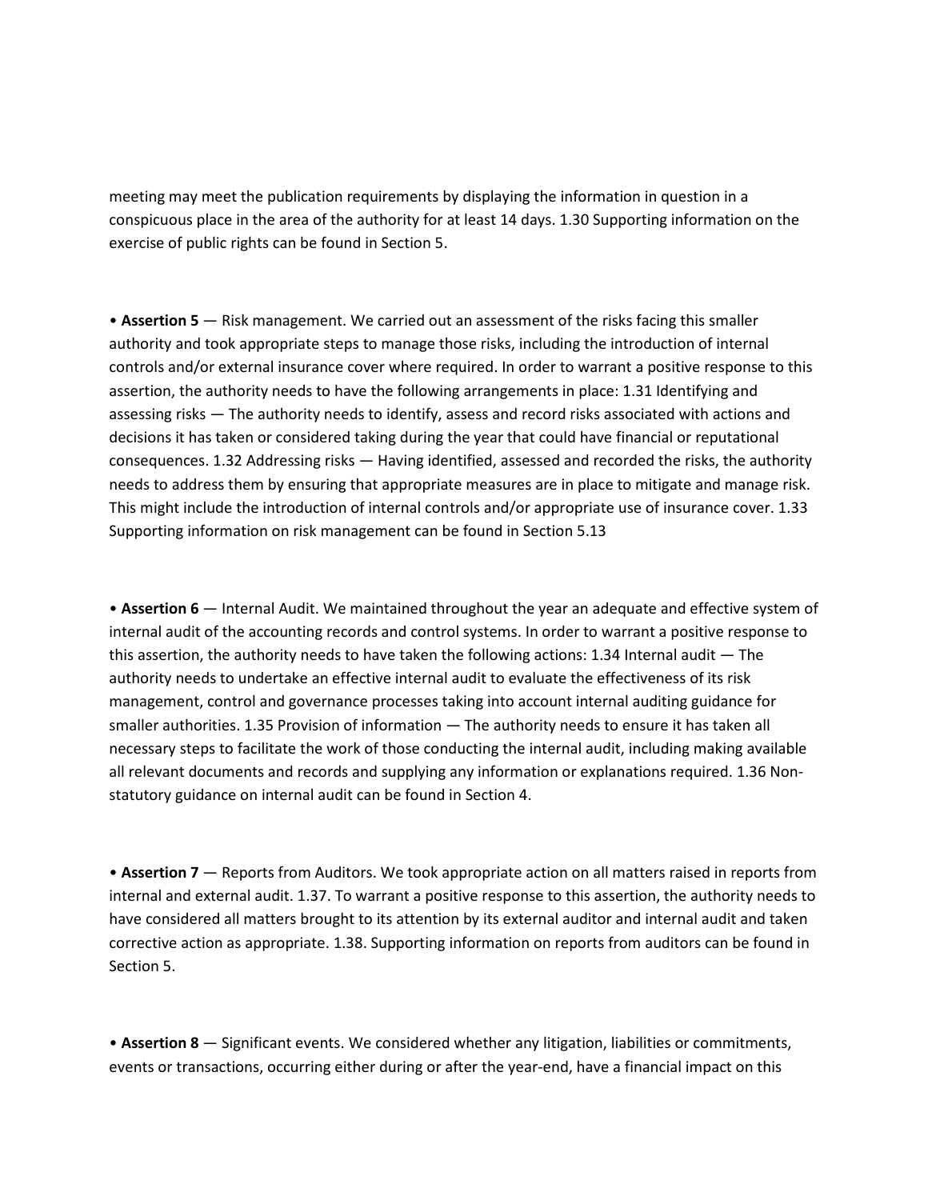meeting may meet the publication requirements by displaying the information in question in a conspicuous place in the area of the authority for at least 14 days. 1.30 Supporting information on the exercise of public rights can be found in Section 5.

• **Assertion 5** — Risk management. We carried out an assessment of the risks facing this smaller authority and took appropriate steps to manage those risks, including the introduction of internal controls and/or external insurance cover where required. In order to warrant a positive response to this assertion, the authority needs to have the following arrangements in place: 1.31 Identifying and assessing risks — The authority needs to identify, assess and record risks associated with actions and decisions it has taken or considered taking during the year that could have financial or reputational consequences. 1.32 Addressing risks — Having identified, assessed and recorded the risks, the authority needs to address them by ensuring that appropriate measures are in place to mitigate and manage risk. This might include the introduction of internal controls and/or appropriate use of insurance cover. 1.33 Supporting information on risk management can be found in Section 5.13

• **Assertion 6** — Internal Audit. We maintained throughout the year an adequate and effective system of internal audit of the accounting records and control systems. In order to warrant a positive response to this assertion, the authority needs to have taken the following actions: 1.34 Internal audit — The authority needs to undertake an effective internal audit to evaluate the effectiveness of its risk management, control and governance processes taking into account internal auditing guidance for smaller authorities. 1.35 Provision of information — The authority needs to ensure it has taken all necessary steps to facilitate the work of those conducting the internal audit, including making available all relevant documents and records and supplying any information or explanations required. 1.36 Non-statutory guidance on internal audit can be found in Section 4.

• **Assertion 7** — Reports from Auditors. We took appropriate action on all matters raised in reports from internal and external audit. 1.37. To warrant a positive response to this assertion, the authority needs to have considered all matters brought to its attention by its external auditor and internal audit and taken corrective action as appropriate. 1.38. Supporting information on reports from auditors can be found in Section 5.

• **Assertion 8** — Significant events. We considered whether any litigation, liabilities or commitments, events or transactions, occurring either during or after the year-end, have a financial impact on this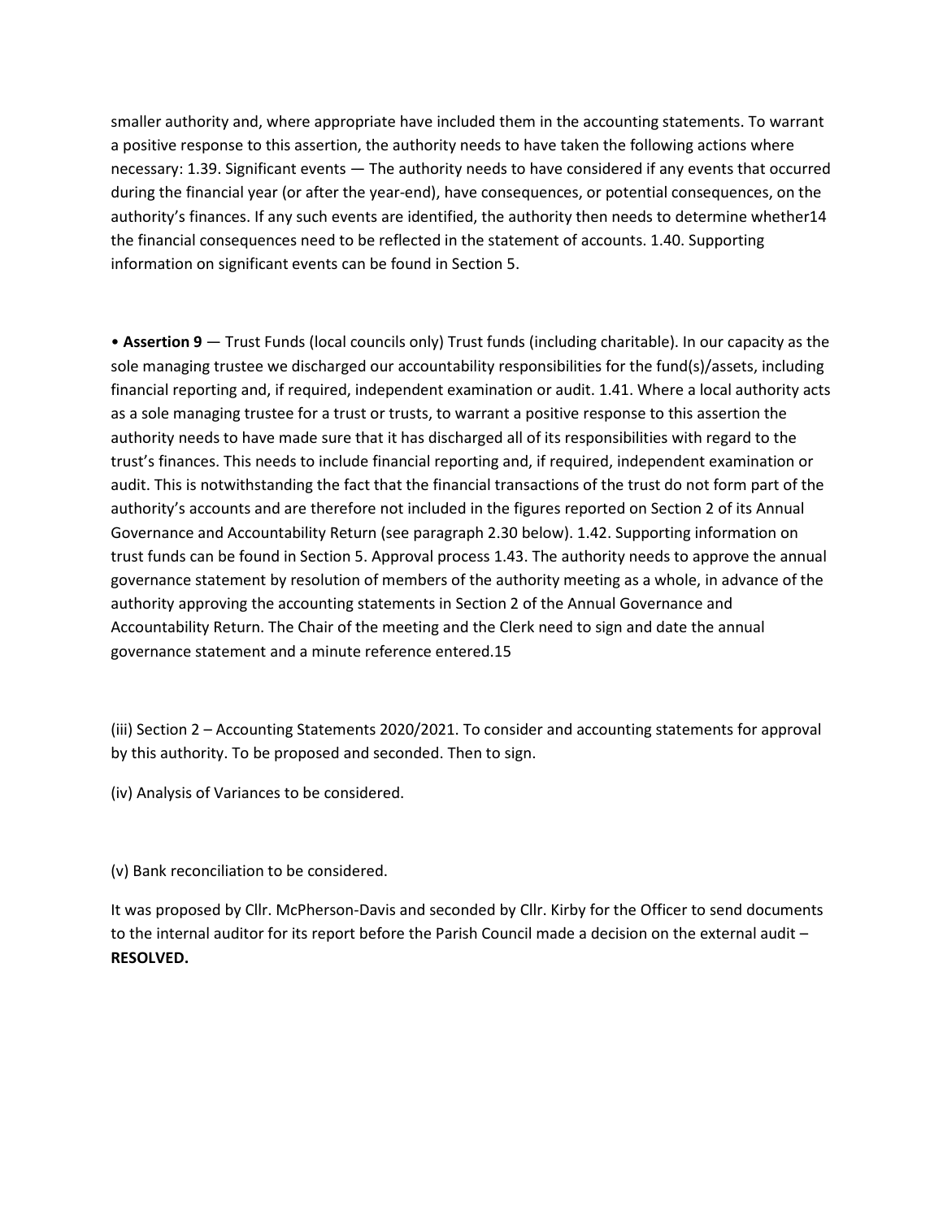smaller authority and, where appropriate have included them in the accounting statements. To warrant a positive response to this assertion, the authority needs to have taken the following actions where necessary: 1.39. Significant events — The authority needs to have considered if any events that occurred during the financial year (or after the year-end), have consequences, or potential consequences, on the authority's finances. If any such events are identified, the authority then needs to determine whether14 the financial consequences need to be reflected in the statement of accounts. 1.40. Supporting information on significant events can be found in Section 5.

• **Assertion 9** — Trust Funds (local councils only) Trust funds (including charitable). In our capacity as the sole managing trustee we discharged our accountability responsibilities for the fund(s)/assets, including financial reporting and, if required, independent examination or audit. 1.41. Where a local authority acts as a sole managing trustee for a trust or trusts, to warrant a positive response to this assertion the authority needs to have made sure that it has discharged all of its responsibilities with regard to the trust's finances. This needs to include financial reporting and, if required, independent examination or audit. This is notwithstanding the fact that the financial transactions of the trust do not form part of the authority's accounts and are therefore not included in the figures reported on Section 2 of its Annual Governance and Accountability Return (see paragraph 2.30 below). 1.42. Supporting information on trust funds can be found in Section 5. Approval process 1.43. The authority needs to approve the annual governance statement by resolution of members of the authority meeting as a whole, in advance of the authority approving the accounting statements in Section 2 of the Annual Governance and Accountability Return. The Chair of the meeting and the Clerk need to sign and date the annual governance statement and a minute reference entered.15

(iii) Section 2 – Accounting Statements 2020/2021. To consider and accounting statements for approval by this authority. To be proposed and seconded. Then to sign.

(iv) Analysis of Variances to be considered.

(v) Bank reconciliation to be considered.

It was proposed by Cllr. McPherson-Davis and seconded by Cllr. Kirby for the Officer to send documents to the internal auditor for its report before the Parish Council made a decision on the external audit – **RESOLVED.**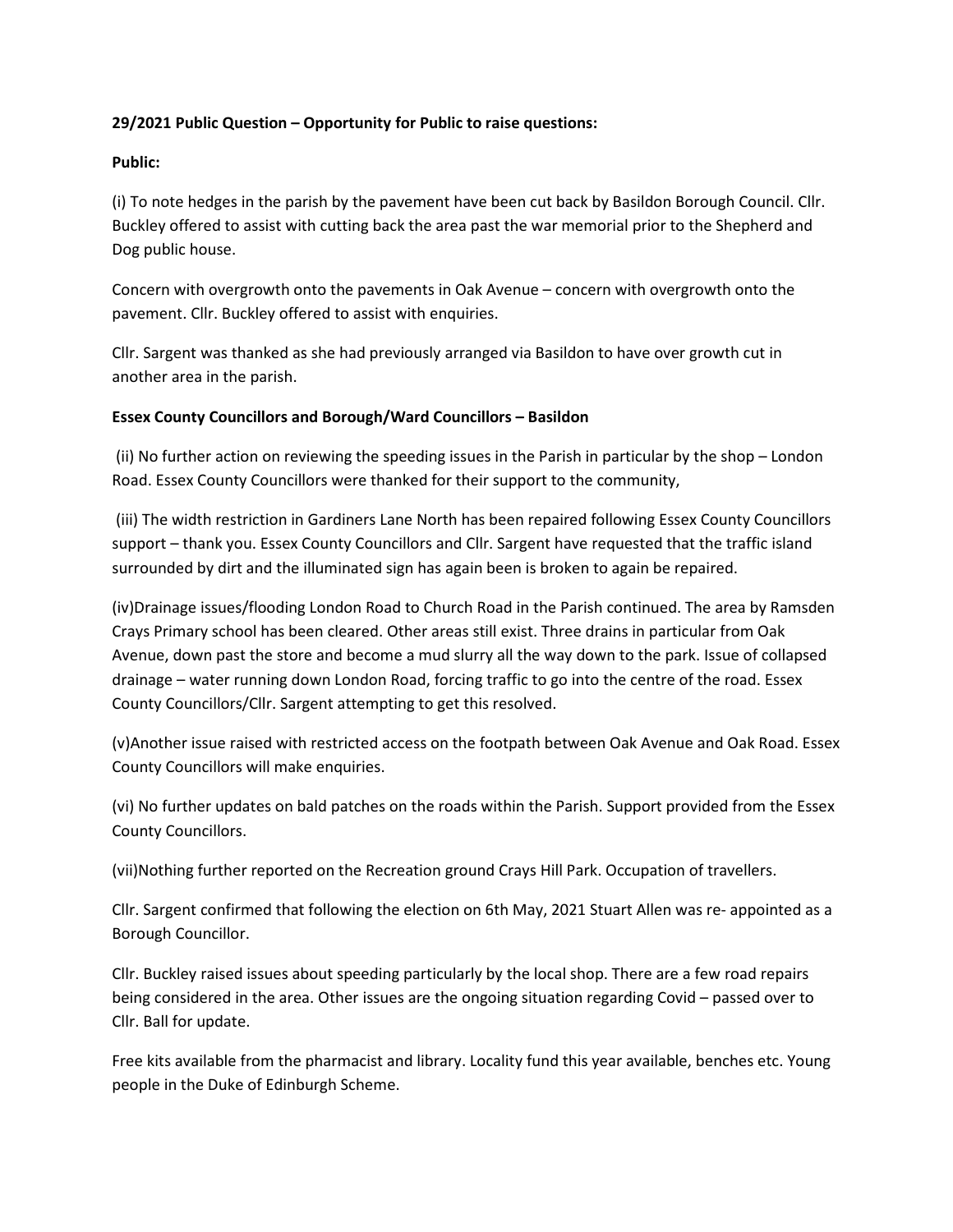**29/2021 Public Question – Opportunity for Public to raise questions:**

**Public:**

(i) To note hedges in the parish by the pavement have been cut back by Basildon Borough Council. Cllr. Buckley offered to assist with cutting back the area past the war memorial prior to the Shepherd and Dog public house.

Concern with overgrowth onto the pavements in Oak Avenue – concern with overgrowth onto the pavement. Cllr. Buckley offered to assist with enquiries.

Cllr. Sargent was thanked as she had previously arranged via Basildon to have over growth cut in another area in the parish.

**Essex County Councillors and Borough/Ward Councillors – Basildon**

(ii) No further action on reviewing the speeding issues in the Parish in particular by the shop – London Road. Essex County Councillors were thanked for their support to the community,

(iii) The width restriction in Gardiners Lane North has been repaired following Essex County Councillors support – thank you. Essex County Councillors and Cllr. Sargent have requested that the traffic island surrounded by dirt and the illuminated sign has again been is broken to again be repaired.

(iv)Drainage issues/flooding London Road to Church Road in the Parish continued. The area by Ramsden Crays Primary school has been cleared. Other areas still exist. Three drains in particular from Oak Avenue, down past the store and become a mud slurry all the way down to the park. Issue of collapsed drainage – water running down London Road, forcing traffic to go into the centre of the road. Essex County Councillors/Cllr. Sargent attempting to get this resolved.

(v)Another issue raised with restricted access on the footpath between Oak Avenue and Oak Road. Essex County Councillors will make enquiries.

(vi) No further updates on bald patches on the roads within the Parish. Support provided from the Essex County Councillors.

(vii)Nothing further reported on the Recreation ground Crays Hill Park. Occupation of travellers.

Cllr. Sargent confirmed that following the election on 6th May, 2021 Stuart Allen was re- appointed as a Borough Councillor.

Cllr. Buckley raised issues about speeding particularly by the local shop. There are a few road repairs being considered in the area. Other issues are the ongoing situation regarding Covid – passed over to Cllr. Ball for update.

Free kits available from the pharmacist and library. Locality fund this year available, benches etc. Young people in the Duke of Edinburgh Scheme.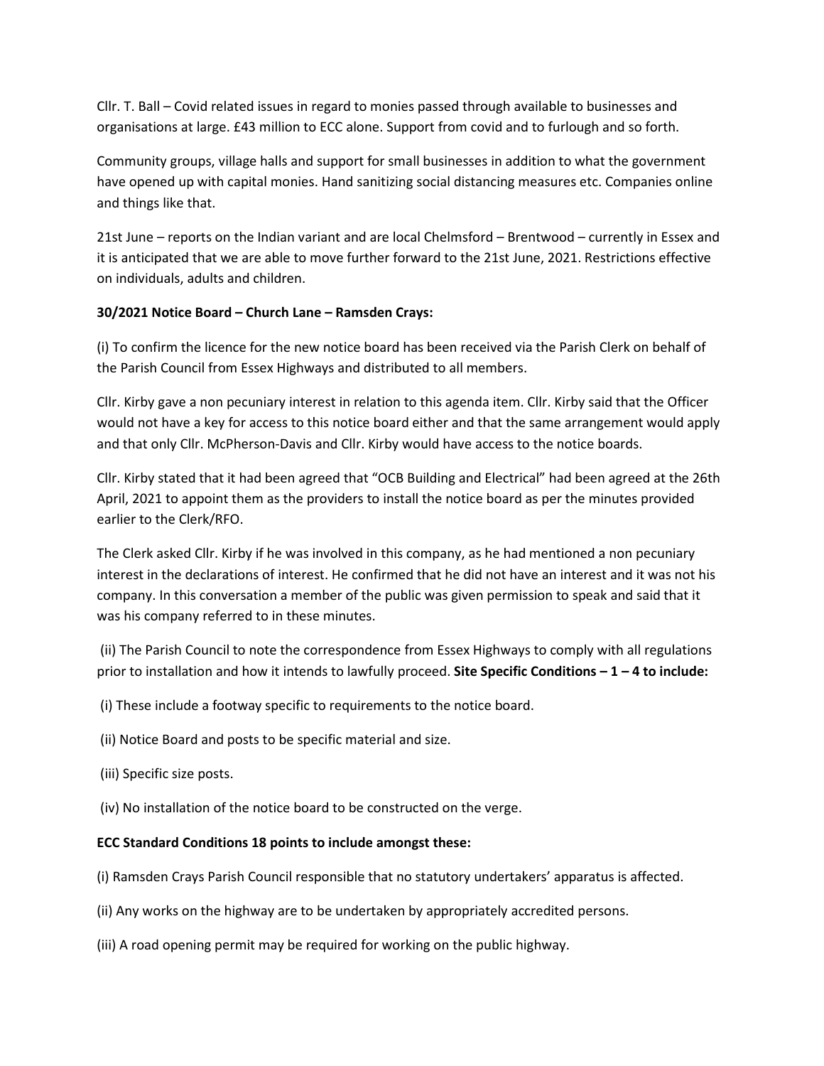Cllr. T. Ball – Covid related issues in regard to monies passed through available to businesses and organisations at large. £43 million to ECC alone. Support from covid and to furlough and so forth.

Community groups, village halls and support for small businesses in addition to what the government have opened up with capital monies. Hand sanitizing social distancing measures etc. Companies online and things like that.

21st June – reports on the Indian variant and are local Chelmsford – Brentwood – currently in Essex and it is anticipated that we are able to move further forward to the 21st June, 2021. Restrictions effective on individuals, adults and children.

**30/2021 Notice Board – Church Lane – Ramsden Crays:**

(i) To confirm the licence for the new notice board has been received via the Parish Clerk on behalf of the Parish Council from Essex Highways and distributed to all members.

Cllr. Kirby gave a non pecuniary interest in relation to this agenda item. Cllr. Kirby said that the Officer would not have a key for access to this notice board either and that the same arrangement would apply and that only Cllr. McPherson-Davis and Cllr. Kirby would have access to the notice boards.

Cllr. Kirby stated that it had been agreed that "OCB Building and Electrical" had been agreed at the 26th April, 2021 to appoint them as the providers to install the notice board as per the minutes provided earlier to the Clerk/RFO.

The Clerk asked Cllr. Kirby if he was involved in this company, as he had mentioned a non pecuniary interest in the declarations of interest. He confirmed that he did not have an interest and it was not his company. In this conversation a member of the public was given permission to speak and said that it was his company referred to in these minutes.

(ii) The Parish Council to note the correspondence from Essex Highways to comply with all regulations prior to installation and how it intends to lawfully proceed. **Site Specific Conditions – 1 – 4 to include:**

(i) These include a footway specific to requirements to the notice board.

(ii) Notice Board and posts to be specific material and size.

(iii) Specific size posts.

(iv) No installation of the notice board to be constructed on the verge.

**ECC Standard Conditions 18 points to include amongst these:**

(i) Ramsden Crays Parish Council responsible that no statutory undertakers' apparatus is affected.

(ii) Any works on the highway are to be undertaken by appropriately accredited persons.

(iii) A road opening permit may be required for working on the public highway.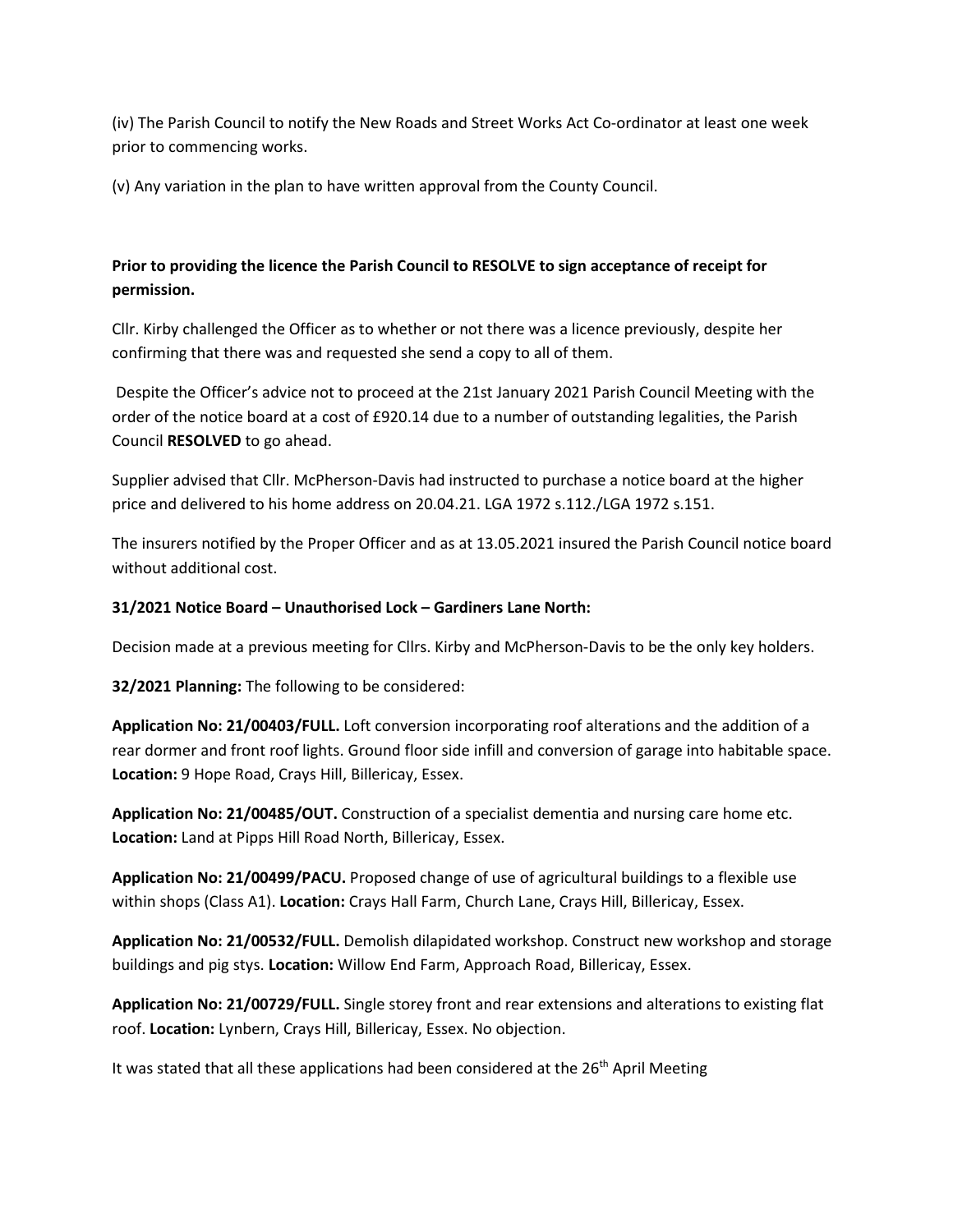(iv) The Parish Council to notify the New Roads and Street Works Act Co-ordinator at least one week prior to commencing works.

(v) Any variation in the plan to have written approval from the County Council.

**Prior to providing the licence the Parish Council to RESOLVE to sign acceptance of receipt for permission.**

Cllr. Kirby challenged the Officer as to whether or not there was a licence previously, despite her confirming that there was and requested she send a copy to all of them.

Despite the Officer's advice not to proceed at the 21st January 2021 Parish Council Meeting with the order of the notice board at a cost of £920.14 due to a number of outstanding legalities, the Parish Council **RESOLVED** to go ahead.

Supplier advised that Cllr. McPherson-Davis had instructed to purchase a notice board at the higher price and delivered to his home address on 20.04.21. LGA 1972 s.112./LGA 1972 s.151.

The insurers notified by the Proper Officer and as at 13.05.2021 insured the Parish Council notice board without additional cost.

**31/2021 Notice Board – Unauthorised Lock – Gardiners Lane North:**

Decision made at a previous meeting for Cllrs. Kirby and McPherson-Davis to be the only key holders.

**32/2021 Planning:** The following to be considered:

**Application No: 21/00403/FULL.** Loft conversion incorporating roof alterations and the addition of a rear dormer and front roof lights. Ground floor side infill and conversion of garage into habitable space. **Location:** 9 Hope Road, Crays Hill, Billericay, Essex.

**Application No: 21/00485/OUT.** Construction of a specialist dementia and nursing care home etc. **Location:** Land at Pipps Hill Road North, Billericay, Essex.

**Application No: 21/00499/PACU.** Proposed change of use of agricultural buildings to a flexible use within shops (Class A1). **Location:** Crays Hall Farm, Church Lane, Crays Hill, Billericay, Essex.

**Application No: 21/00532/FULL.** Demolish dilapidated workshop. Construct new workshop and storage buildings and pig stys. **Location:** Willow End Farm, Approach Road, Billericay, Essex.

**Application No: 21/00729/FULL.** Single storey front and rear extensions and alterations to existing flat roof. **Location:** Lynbern, Crays Hill, Billericay, Essex. No objection.

It was stated that all these applications had been considered at the 26th April Meeting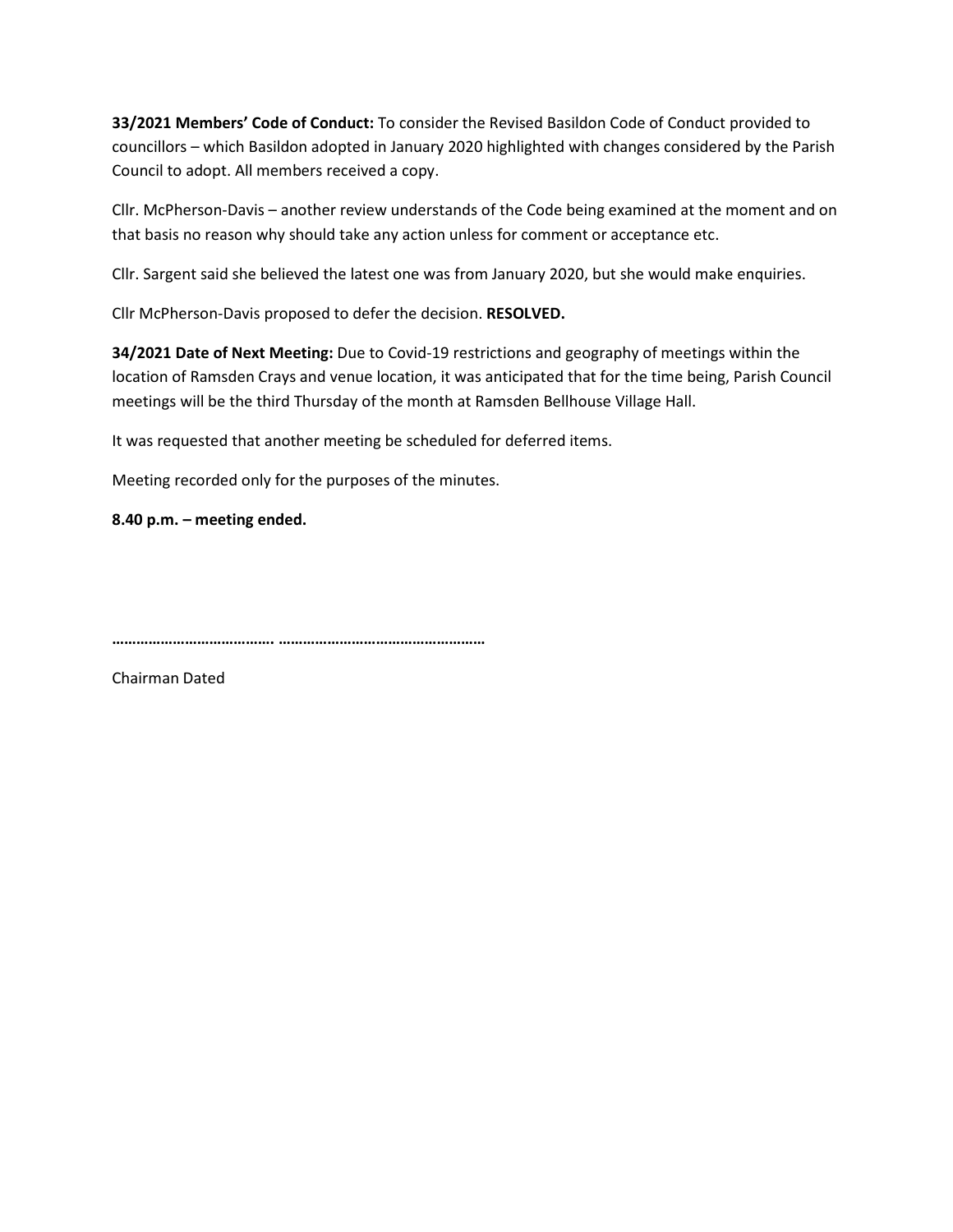**33/2021 Members' Code of Conduct:** To consider the Revised Basildon Code of Conduct provided to councillors – which Basildon adopted in January 2020 highlighted with changes considered by the Parish Council to adopt. All members received a copy.

Cllr. McPherson-Davis – another review understands of the Code being examined at the moment and on that basis no reason why should take any action unless for comment or acceptance etc.

Cllr. Sargent said she believed the latest one was from January 2020, but she would make enquiries.

Cllr McPherson-Davis proposed to defer the decision. **RESOLVED.**

**34/2021 Date of Next Meeting:** Due to Covid-19 restrictions and geography of meetings within the location of Ramsden Crays and venue location, it was anticipated that for the time being, Parish Council meetings will be the third Thursday of the month at Ramsden Bellhouse Village Hall.

It was requested that another meeting be scheduled for deferred items.

Meeting recorded only for the purposes of the minutes.

**8.40 p.m. – meeting ended.**

**………………………………. …………………………………………**

Chairman Dated